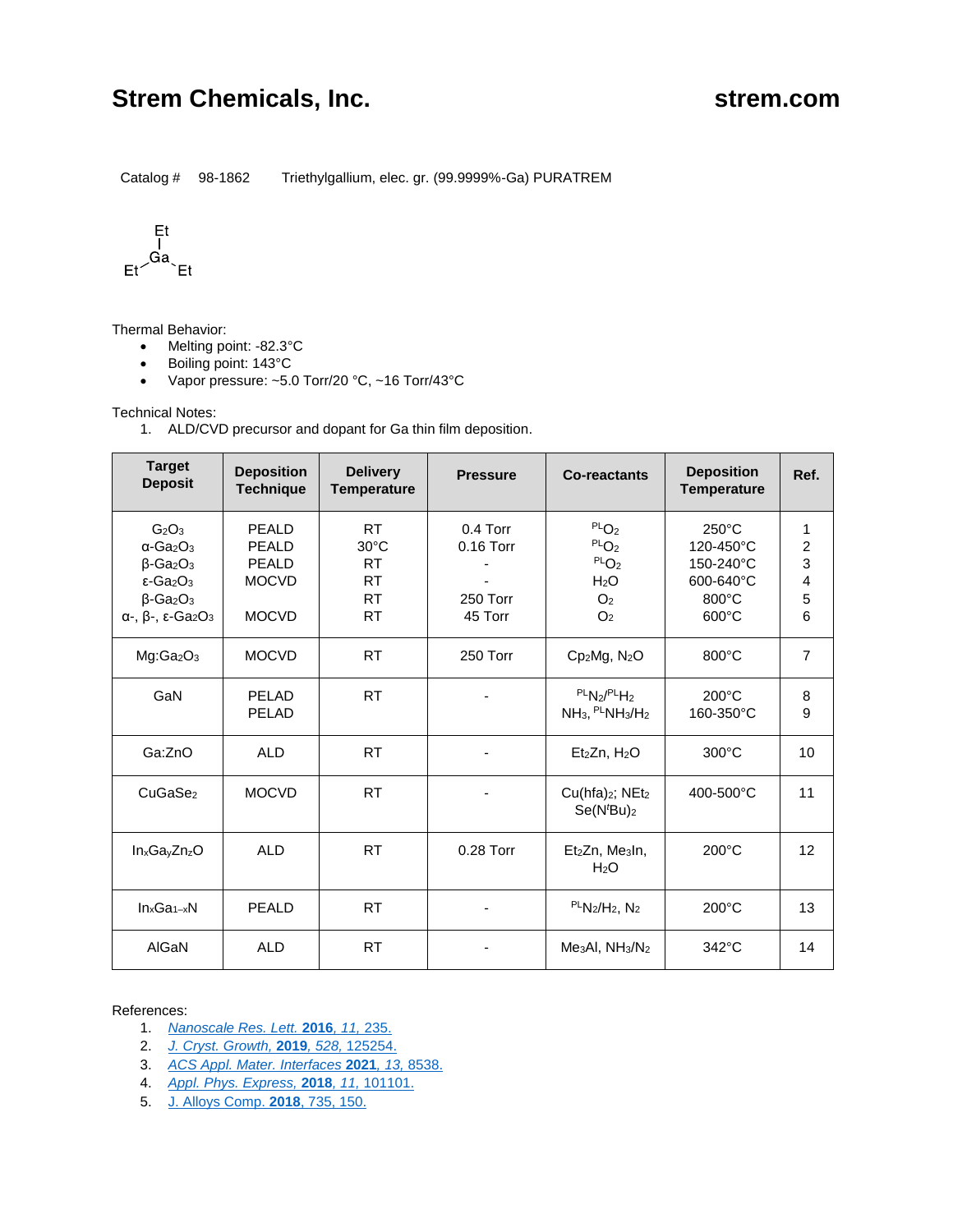# Strem Chemicals, Inc.

**strem.com**

Catalog # 98-1862 Triethylgallium, elec. gr. (99.9999%-Ga) PURATREM

Thermal Behavior:

- Melting point: -82.3°C
- Boiling point: 143°C
- Vapor pressure: ~5.0 Torr/20 °C, ~16 Torr/43°C

Technical Notes:

1. ALD/CVD precursor and dopant for Ga thin film deposition.

| Target Deposit | Deposition Technique | Delivery Temperature | Pressure | Co-reactants | Deposition Temperature | Ref. |
|---|---|---|---|---|---|---|
| $G_2O_3$ | PEALD | RT | 0.4 Torr | $^{PL}O_2$ | 250°C | 1 |
| α-$Ga_2O_3$ | PEALD | 30°C | 0.16 Torr | $^{PL}O_2$ | 120-450°C | 2 |
| β-$Ga_2O_3$ | PEALD | RT | - | $^{PL}O_2$ | 150-240°C | 3 |
| ε-$Ga_2O_3$ | MOCVD | RT | - | $H_2O$ | 600-640°C | 4 |
| β-$Ga_2O_3$ |  | RT | 250 Torr | $O_2$ | 800°C | 5 |
| α-, β-, ε-$Ga_2O_3$ | MOCVD | RT | 45 Torr | $O_2$ | 600°C | 6 |
| Mg:$Ga_2O_3$ | MOCVD | RT | 250 Torr | $Cp_2Mg$, $N_2O$ | 800°C | 7 |
| GaN | PELAD | RT | - | $^{PL}N_2$/$^{PL}H_2$ | 200°C | 8 |
|  | PELAD |  |  | $NH_3$, $^{PL}NH_3/H_2$ | 160-350°C | 9 |
| Ga:ZnO | ALD | RT | - | $Et_2Zn$, $H_2O$ | 300°C | 10 |
| $CuGaSe_2$ | MOCVD | RT | - | $Cu(hfa)_2$; $NEt_2$ $Se(N^tBu)_2$ | 400-500°C | 11 |
| $In_xGa_yZn_zO$ | ALD | RT | 0.28 Torr | $Et_2Zn$, $Me_3In$, $H_2O$ | 200°C | 12 |
| $In_xGa_{1-x}N$ | PEALD | RT | - | $^{PL}N_2/H_2$, $N_2$ | 200°C | 13 |
| AlGaN | ALD | RT | - | $Me_3Al$, $NH_3/N_2$ | 342°C | 14 |

References:

1. *Nanoscale Res. Lett.* **2016**, *11*, 235.
2. *J. Cryst. Growth*, **2019**, *528*, 125254.
3. *ACS Appl. Mater. Interfaces* **2021**, *13*, 8538.
4. *Appl. Phys. Express*, **2018**, *11*, 101101.
5. J. Alloys Comp. **2018**, 735, 150.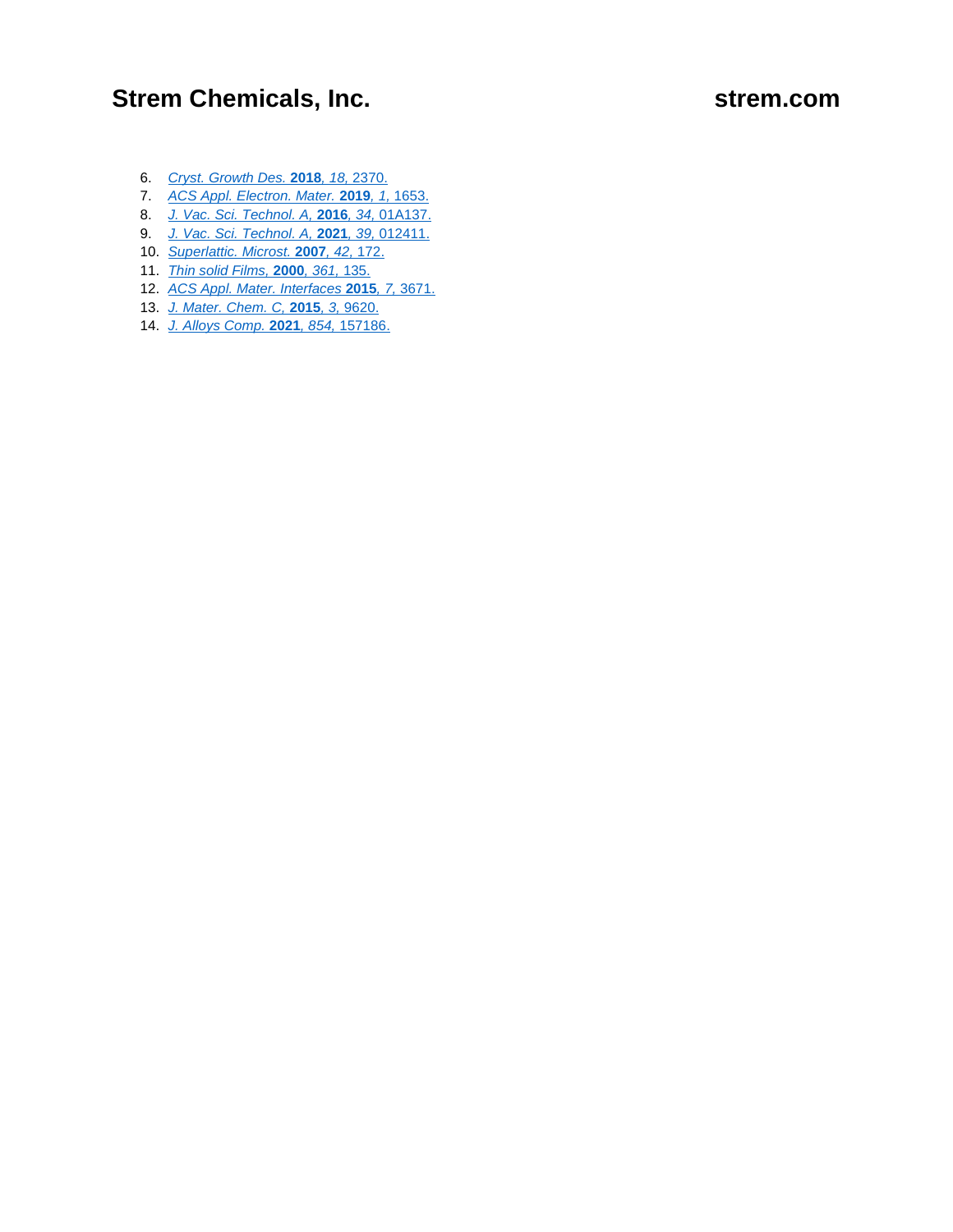6. *Cryst. Growth Des.* **2018**, *18,* 2370.
7. *ACS Appl. Electron. Mater.* **2019**, *1,* 1653.
8. *J. Vac. Sci. Technol. A,* **2016**, *34,* 01A137.
9. *J. Vac. Sci. Technol. A,* **2021**, *39,* 012411.
10. *Superlattic. Microst.* **2007**, *42,* 172.
11. *Thin solid Films,* **2000**, *361,* 135.
12. *ACS Appl. Mater. Interfaces* **2015**, *7,* 3671.
13. *J. Mater. Chem. C,* **2015**, *3,* 9620.
14. *J. Alloys Comp.* **2021**, *854,* 157186.